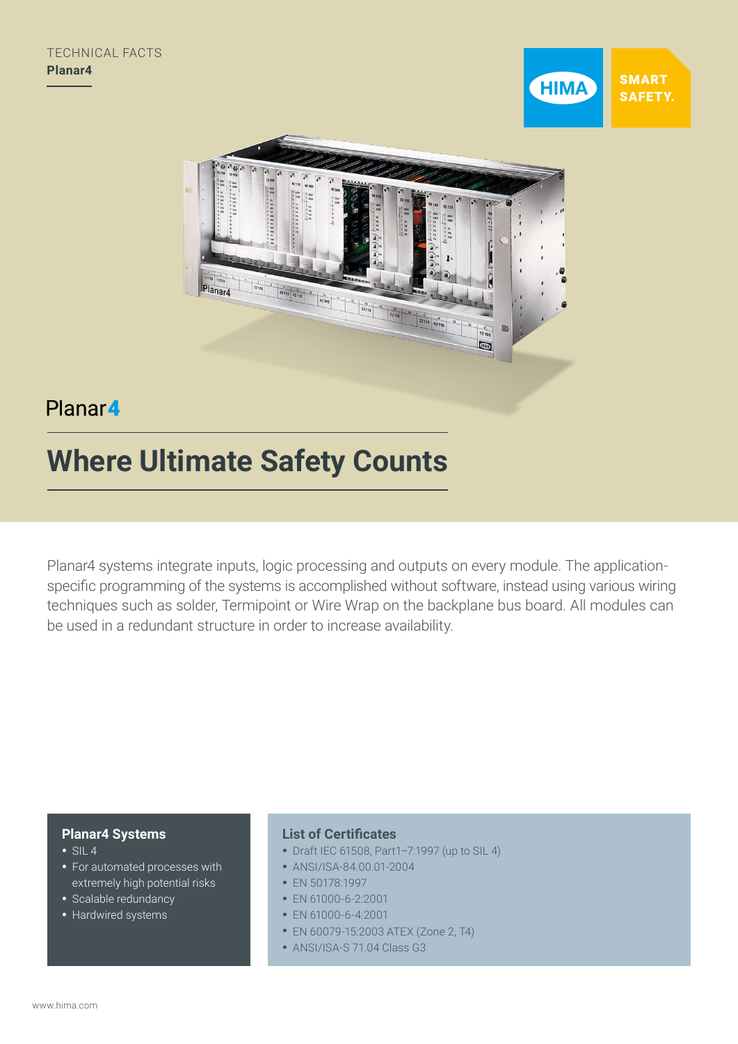TECHNICAL FACTS
**Planar4**

HIMA SMART SAFETY.

Planar4

# Where Ultimate Safety Counts

Planar4 systems integrate inputs, logic processing and outputs on every module. The application-specific programming of the systems is accomplished without software, instead using various wiring techniques such as solder, Termipoint or Wire Wrap on the backplane bus board. All modules can be used in a redundant structure in order to increase availability.

### Planar4 Systems

- SIL 4
- For automated processes with extremely high potential risks
- Scalable redundancy
- Hardwired systems

### List of Certificates

- Draft IEC 61508, Part1–7:1997 (up to SIL 4)
- ANSI/ISA-84.00.01-2004
- EN 50178:1997
- EN 61000-6-2:2001
- EN 61000-6-4:2001
- EN 60079-15:2003 ATEX (Zone 2, T4)
- ANSI/ISA-S 71.04 Class G3

www.hima.com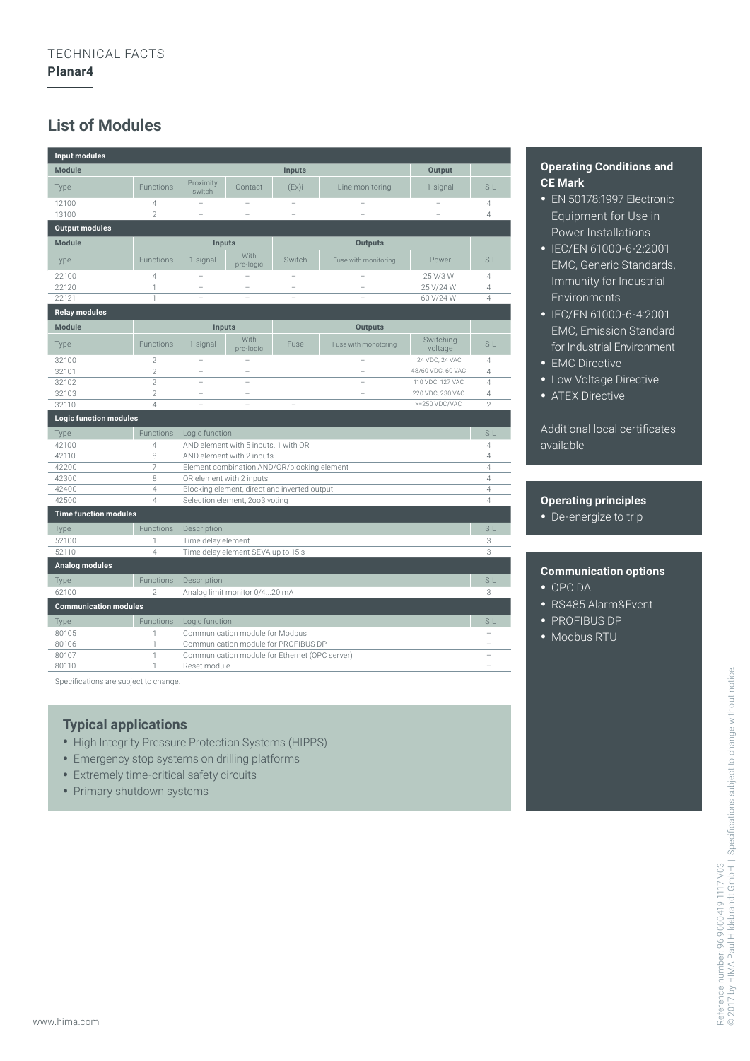TECHNICAL FACTS

**Planar4**

## List of Modules

**Input modules**

| Module | | Inputs | | | | Output | |
|---|---|---|---|---|---|---|---|
| Type | Functions | Proximity switch | Contact | (Ex)i | Line monitoring | 1-signal | SIL |
| 12100 | 4 | – | – | – | – | – | 4 |
| 13100 | 2 | – | – | – | – | – | 4 |

**Output modules**

| Module | | Inputs | | Outputs | | | |
|---|---|---|---|---|---|---|---|
| Type | Functions | 1-signal | With pre-logic | Switch | Fuse with monitoring | Power | SIL |
| 22100 | 4 | – | – | – | – | 25 V/3 W | 4 |
| 22120 | 1 | – | – | – | – | 25 V/24 W | 4 |
| 22121 | 1 | – | – | – | – | 60 V/24 W | 4 |

**Relay modules**

| Module | | Inputs | | Outputs | | | |
|---|---|---|---|---|---|---|---|
| Type | Functions | 1-signal | With pre-logic | Fuse | Fuse with monotoring | Switching voltage | SIL |
| 32100 | 2 | – | – | | – | 24 VDC, 24 VAC | 4 |
| 32101 | 2 | – | – | | – | 48/60 VDC, 60 VAC | 4 |
| 32102 | 2 | – | – | | – | 110 VDC, 127 VAC | 4 |
| 32103 | 2 | – | – | | – | 220 VDC, 230 VAC | 4 |
| 32110 | 4 | – | – | – | | >=250 VDC/VAC | 2 |

**Logic function modules**

| Type | Functions | Logic function | SIL |
|---|---|---|---|
| 42100 | 4 | AND element with 5 inputs, 1 with OR | 4 |
| 42110 | 8 | AND element with 2 inputs | 4 |
| 42200 | 7 | Element combination AND/OR/blocking element | 4 |
| 42300 | 8 | OR element with 2 inputs | 4 |
| 42400 | 4 | Blocking element, direct and inverted output | 4 |
| 42500 | 4 | Selection element, 2oo3 voting | 4 |

**Time function modules**

| Type | Functions | Description | SIL |
|---|---|---|---|
| 52100 | 1 | Time delay element | 3 |
| 52110 | 4 | Time delay element SEVA up to 15 s | 3 |

**Analog modules**

| Type | Functions | Description | SIL |
|---|---|---|---|
| 62100 | 2 | Analog limit monitor 0/4...20 mA | 3 |

**Communication modules**

| Type | Functions | Logic function | SIL |
|---|---|---|---|
| 80105 | 1 | Communication module for Modbus | – |
| 80106 | 1 | Communication module for PROFIBUS DP | – |
| 80107 | 1 | Communication module for Ethernet (OPC server) | – |
| 80110 | 1 | Reset module | – |

Specifications are subject to change.

### Typical applications

- High Integrity Pressure Protection Systems (HIPPS)
- Emergency stop systems on drilling platforms
- Extremely time-critical safety circuits
- Primary shutdown systems

### Operating Conditions and CE Mark

- EN 50178:1997 Electronic Equipment for Use in Power Installations
- IEC/EN 61000-6-2:2001 EMC, Generic Standards, Immunity for Industrial Environments
- IEC/EN 61000-6-4:2001 EMC, Emission Standard for Industrial Environment
- EMC Directive
- Low Voltage Directive
- ATEX Directive

Additional local certificates available

### Operating principles

- De-energize to trip

### Communication options

- OPC DA
- RS485 Alarm&Event
- PROFIBUS DP
- Modbus RTU

Reference number: 96 9000419 1117 V03
© 2017 by HIMA Paul Hildebrandt GmbH | Specifications subject to change without notice.

www.hima.com